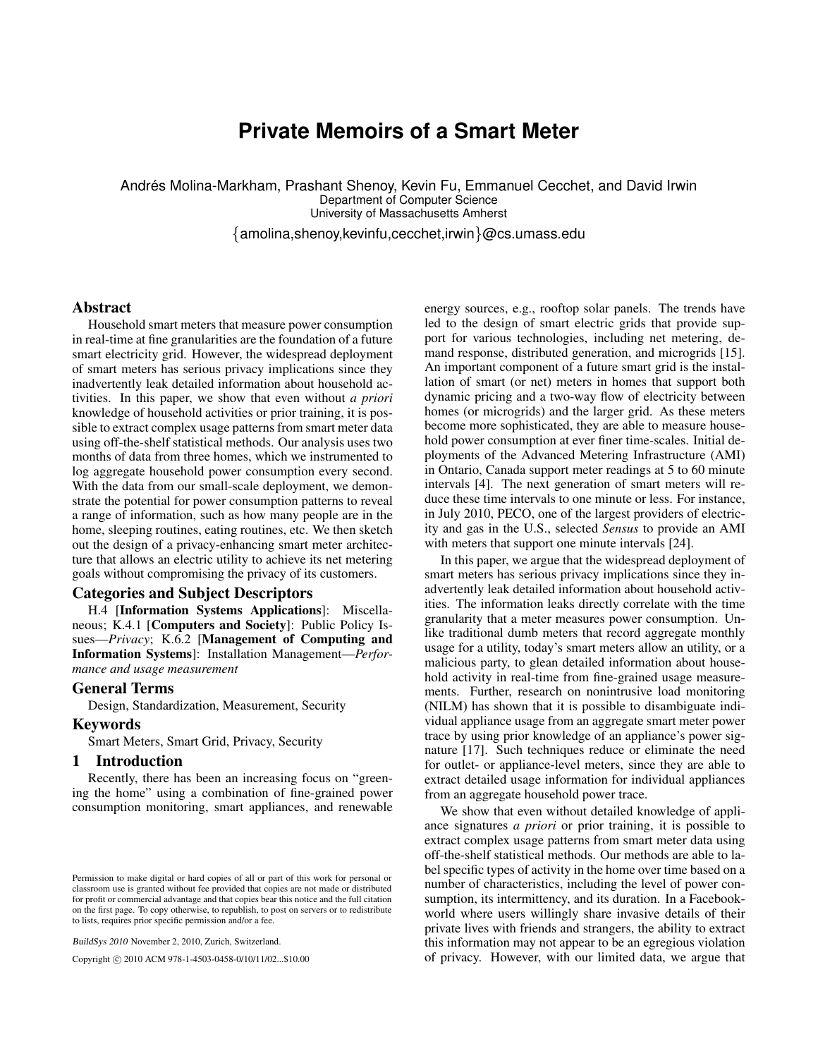# Private Memoirs of a Smart Meter

Andrés Molina-Markham, Prashant Shenoy, Kevin Fu, Emmanuel Cecchet, and David Irwin
Department of Computer Science
University of Massachusetts Amherst
{amolina,shenoy,kevinfu,cecchet,irwin}@cs.umass.edu

## Abstract

Household smart meters that measure power consumption in real-time at fine granularities are the foundation of a future smart electricity grid. However, the widespread deployment of smart meters has serious privacy implications since they inadvertently leak detailed information about household activities. In this paper, we show that even without *a priori* knowledge of household activities or prior training, it is possible to extract complex usage patterns from smart meter data using off-the-shelf statistical methods. Our analysis uses two months of data from three homes, which we instrumented to log aggregate household power consumption every second. With the data from our small-scale deployment, we demonstrate the potential for power consumption patterns to reveal a range of information, such as how many people are in the home, sleeping routines, eating routines, etc. We then sketch out the design of a privacy-enhancing smart meter architecture that allows an electric utility to achieve its net metering goals without compromising the privacy of its customers.

## Categories and Subject Descriptors

H.4 [**Information Systems Applications**]: Miscellaneous; K.4.1 [**Computers and Society**]: Public Policy Issues—*Privacy*; K.6.2 [**Management of Computing and Information Systems**]: Installation Management—*Performance and usage measurement*

## General Terms

Design, Standardization, Measurement, Security

## Keywords

Smart Meters, Smart Grid, Privacy, Security

## 1 Introduction

Recently, there has been an increasing focus on "greening the home" using a combination of fine-grained power consumption monitoring, smart appliances, and renewable energy sources, e.g., rooftop solar panels. The trends have led to the design of smart electric grids that provide support for various technologies, including net metering, demand response, distributed generation, and microgrids [15]. An important component of a future smart grid is the installation of smart (or net) meters in homes that support both dynamic pricing and a two-way flow of electricity between homes (or microgrids) and the larger grid. As these meters become more sophisticated, they are able to measure household power consumption at ever finer time-scales. Initial deployments of the Advanced Metering Infrastructure (AMI) in Ontario, Canada support meter readings at 5 to 60 minute intervals [4]. The next generation of smart meters will reduce these time intervals to one minute or less. For instance, in July 2010, PECO, one of the largest providers of electricity and gas in the U.S., selected *Sensus* to provide an AMI with meters that support one minute intervals [24].

In this paper, we argue that the widespread deployment of smart meters has serious privacy implications since they inadvertently leak detailed information about household activities. The information leaks directly correlate with the time granularity that a meter measures power consumption. Unlike traditional dumb meters that record aggregate monthly usage for a utility, today's smart meters allow an utility, or a malicious party, to glean detailed information about household activity in real-time from fine-grained usage measurements. Further, research on nonintrusive load monitoring (NILM) has shown that it is possible to disambiguate individual appliance usage from an aggregate smart meter power trace by using prior knowledge of an appliance's power signature [17]. Such techniques reduce or eliminate the need for outlet- or appliance-level meters, since they are able to extract detailed usage information for individual appliances from an aggregate household power trace.

We show that even without detailed knowledge of appliance signatures *a priori* or prior training, it is possible to extract complex usage patterns from smart meter data using off-the-shelf statistical methods. Our methods are able to label specific types of activity in the home over time based on a number of characteristics, including the level of power consumption, its intermittency, and its duration. In a Facebook-world where users willingly share invasive details of their private lives with friends and strangers, the ability to extract this information may not appear to be an egregious violation of privacy. However, with our limited data, we argue that

Permission to make digital or hard copies of all or part of this work for personal or classroom use is granted without fee provided that copies are not made or distributed for profit or commercial advantage and that copies bear this notice and the full citation on the first page. To copy otherwise, to republish, to post on servers or to redistribute to lists, requires prior specific permission and/or a fee.

*BuildSys 2010* November 2, 2010, Zurich, Switzerland.

Copyright © 2010 ACM 978-1-4503-0458-0/10/11/02...$10.00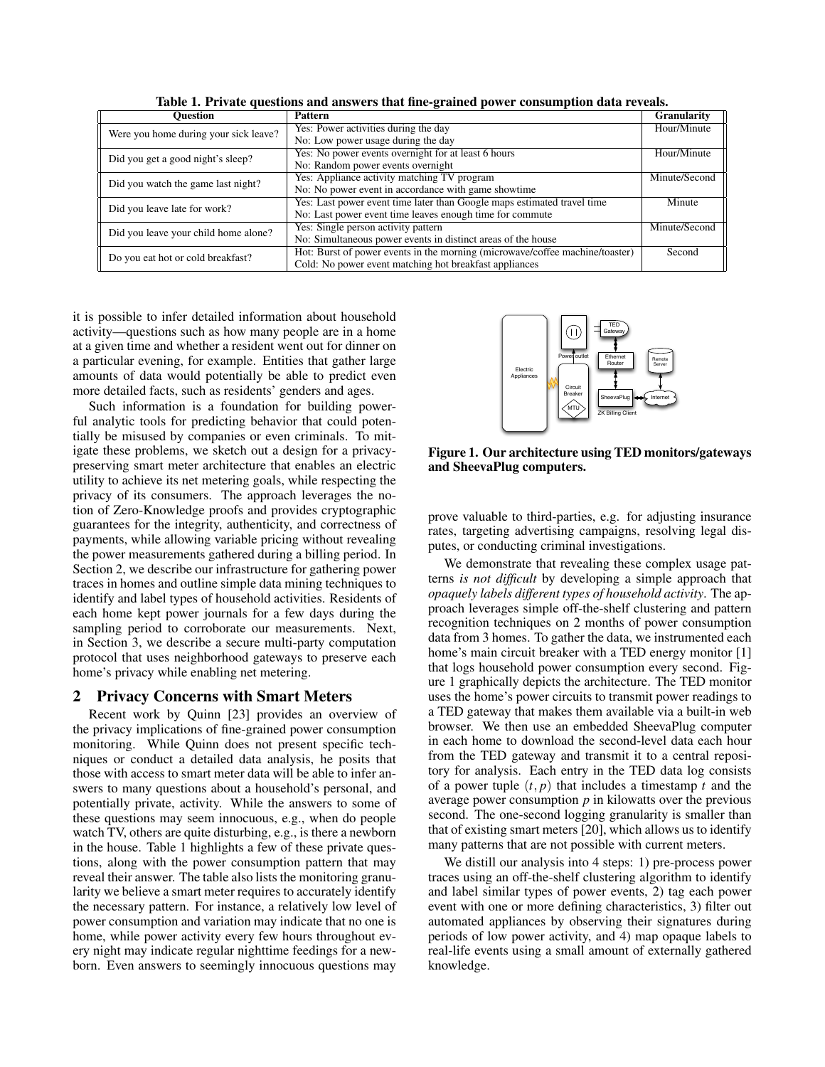Table 1. Private questions and answers that fine-grained power consumption data reveals.

| Question | Pattern | Granularity |
|---|---|---|
| Were you home during your sick leave? | Yes: Power activities during the day<br>No: Low power usage during the day | Hour/Minute |
| Did you get a good night's sleep? | Yes: No power events overnight for at least 6 hours<br>No: Random power events overnight | Hour/Minute |
| Did you watch the game last night? | Yes: Appliance activity matching TV program<br>No: No power event in accordance with game showtime | Minute/Second |
| Did you leave late for work? | Yes: Last power event time later than Google maps estimated travel time<br>No: Last power event time leaves enough time for commute | Minute |
| Did you leave your child home alone? | Yes: Single person activity pattern<br>No: Simultaneous power events in distinct areas of the house | Minute/Second |
| Do you eat hot or cold breakfast? | Hot: Burst of power events in the morning (microwave/coffee machine/toaster)<br>Cold: No power event matching hot breakfast appliances | Second |

it is possible to infer detailed information about household activity—questions such as how many people are in a home at a given time and whether a resident went out for dinner on a particular evening, for example. Entities that gather large amounts of data would potentially be able to predict even more detailed facts, such as residents' genders and ages.

Such information is a foundation for building powerful analytic tools for predicting behavior that could potentially be misused by companies or even criminals. To mitigate these problems, we sketch out a design for a privacy-preserving smart meter architecture that enables an electric utility to achieve its net metering goals, while respecting the privacy of its consumers. The approach leverages the notion of Zero-Knowledge proofs and provides cryptographic guarantees for the integrity, authenticity, and correctness of payments, while allowing variable pricing without revealing the power measurements gathered during a billing period. In Section 2, we describe our infrastructure for gathering power traces in homes and outline simple data mining techniques to identify and label types of household activities. Residents of each home kept power journals for a few days during the sampling period to corroborate our measurements. Next, in Section 3, we describe a secure multi-party computation protocol that uses neighborhood gateways to preserve each home's privacy while enabling net metering.

## 2 Privacy Concerns with Smart Meters

Recent work by Quinn [23] provides an overview of the privacy implications of fine-grained power consumption monitoring. While Quinn does not present specific techniques or conduct a detailed data analysis, he posits that those with access to smart meter data will be able to infer answers to many questions about a household's personal, and potentially private, activity. While the answers to some of these questions may seem innocuous, e.g., when do people watch TV, others are quite disturbing, e.g., is there a newborn in the house. Table 1 highlights a few of these private questions, along with the power consumption pattern that may reveal their answer. The table also lists the monitoring granularity we believe a smart meter requires to accurately identify the necessary pattern. For instance, a relatively low level of power consumption and variation may indicate that no one is home, while power activity every few hours throughout every night may indicate regular nighttime feedings for a newborn. Even answers to seemingly innocuous questions may

Electric Appliances

Power outlet

Circuit Breaker

MTU

TED Gateway

Ethernet Router

SheevaPlug

ZK Billing Client

Remote Server

Internet

Figure 1. Our architecture using TED monitors/gateways and SheevaPlug computers.

prove valuable to third-parties, e.g. for adjusting insurance rates, targeting advertising campaigns, resolving legal disputes, or conducting criminal investigations.

We demonstrate that revealing these complex usage patterns *is not difficult* by developing a simple approach that *opaquely labels different types of household activity*. The approach leverages simple off-the-shelf clustering and pattern recognition techniques on 2 months of power consumption data from 3 homes. To gather the data, we instrumented each home's main circuit breaker with a TED energy monitor [1] that logs household power consumption every second. Figure 1 graphically depicts the architecture. The TED monitor uses the home's power circuits to transmit power readings to a TED gateway that makes them available via a built-in web browser. We then use an embedded SheevaPlug computer in each home to download the second-level data each hour from the TED gateway and transmit it to a central repository for analysis. Each entry in the TED data log consists of a power tuple $(t, p)$ that includes a timestamp $t$ and the average power consumption $p$ in kilowatts over the previous second. The one-second logging granularity is smaller than that of existing smart meters [20], which allows us to identify many patterns that are not possible with current meters.

We distill our analysis into 4 steps: 1) pre-process power traces using an off-the-shelf clustering algorithm to identify and label similar types of power events, 2) tag each power event with one or more defining characteristics, 3) filter out automated appliances by observing their signatures during periods of low power activity, and 4) map opaque labels to real-life events using a small amount of externally gathered knowledge.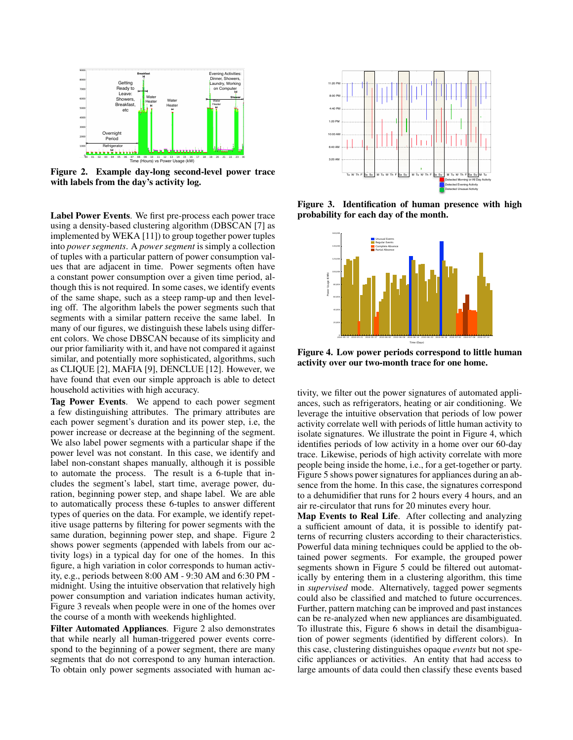9000
8000
7000
6000
5000
4000
3000
2000
1000
0

Breakfast
Getting Ready to Leave: Showers, Breakfast, etc
Water Heater
Water Heater
Evening Activities: Dinner, Showers, Laundry, Working on Computer
Shower
Water Heater
Overnight Period
Refrigerator

00 01 02 03 04 05 06 07 08 09 10 11 12 13 14 15 16 17 18 19 20 21 22 23 00
Time (Hours) vs Power Usage (kW)

**Figure 2. Example day-long second-level power trace with labels from the day's activity log.**

11:20 PM
8:00 PM
4:40 PM
1:20 PM
10:00 AM
6:40 AM
3:20 AM

Tu W Th F Sa Su M Tu W Th F Sa Su M Tu W Th F Sa Su M Tu W Th F Sa Su M Tu

Detected Morning or All Day Activity
Detected Evening Activity
Detected Unusual Activity

**Figure 3. Identification of human presence with high probability for each day of the month.**

**Label Power Events**. We first pre-process each power trace using a density-based clustering algorithm (DBSCAN [7] as implemented by WEKA [11]) to group together power tuples into *power segments*. A *power segment* is simply a collection of tuples with a particular pattern of power consumption values that are adjacent in time. Power segments often have a constant power consumption over a given time period, although this is not required. In some cases, we identify events of the same shape, such as a steep ramp-up and then leveling off. The algorithm labels the power segments such that segments with a similar pattern receive the same label. In many of our figures, we distinguish these labels using different colors. We chose DBSCAN because of its simplicity and our prior familiarity with it, and have not compared it against similar, and potentially more sophisticated, algorithms, such as CLIQUE [2], MAFIA [9], DENCLUE [12]. However, we have found that even our simple approach is able to detect household activities with high accuracy.

**Tag Power Events**. We append to each power segment a few distinguishing attributes. The primary attributes are each power segment's duration and its power step, i.e, the power increase or decrease at the beginning of the segment. We also label power segments with a particular shape if the power level was not constant. In this case, we identify and label non-constant shapes manually, although it is possible to automate the process. The result is a 6-tuple that includes the segment's label, start time, average power, duration, beginning power step, and shape label. We are able to automatically process these 6-tuples to answer different types of queries on the data. For example, we identify repetitive usage patterns by filtering for power segments with the same duration, beginning power step, and shape. Figure 2 shows power segments (appended with labels from our activity logs) in a typical day for one of the homes. In this figure, a high variation in color corresponds to human activity, e.g., periods between 8:00 AM - 9:30 AM and 6:30 PM - midnight. Using the intuitive observation that relatively high power consumption and variation indicates human activity, Figure 3 reveals when people were in one of the homes over the course of a month with weekends highlighted.

**Filter Automated Appliances**. Figure 2 also demonstrates that while nearly all human-triggered power events correspond to the beginning of a power segment, there are many segments that do not correspond to any human interaction. To obtain only power segments associated with human activity, we filter out the power signatures of automated appliances, such as refrigerators, heating or air conditioning. We leverage the intuitive observation that periods of low power activity correlate well with periods of little human activity to isolate signatures. We illustrate the point in Figure 4, which identifies periods of low activity in a home over our 60-day trace. Likewise, periods of high activity correlate with more people being inside the home, i.e., for a get-together or party. Figure 5 shows power signatures for appliances during an absence from the home. In this case, the signatures correspond to a dehumidifier that runs for 2 hours every 4 hours, and an air re-circulator that runs for 20 minutes every hour.

160,000
140,000
120,000
100,000
80,000
60,000
40,000
20,000

Unusual Events
Regular Events
Complete Absence
Partial Absence

Power Usage (KWh)
Time (Days)

**Figure 4. Low power periods correspond to little human activity over our two-month trace for one home.**

**Map Events to Real Life**. After collecting and analyzing a sufficient amount of data, it is possible to identify patterns of recurring clusters according to their characteristics. Powerful data mining techniques could be applied to the obtained power segments. For example, the grouped power segments shown in Figure 5 could be filtered out automatically by entering them in a clustering algorithm, this time in *supervised* mode. Alternatively, tagged power segments could also be classified and matched to future occurrences. Further, pattern matching can be improved and past instances can be re-analyzed when new appliances are disambiguated. To illustrate this, Figure 6 shows in detail the disambiguation of power segments (identified by different colors). In this case, clustering distinguishes opaque *events* but not specific appliances or activities. An entity that had access to large amounts of data could then classify these events based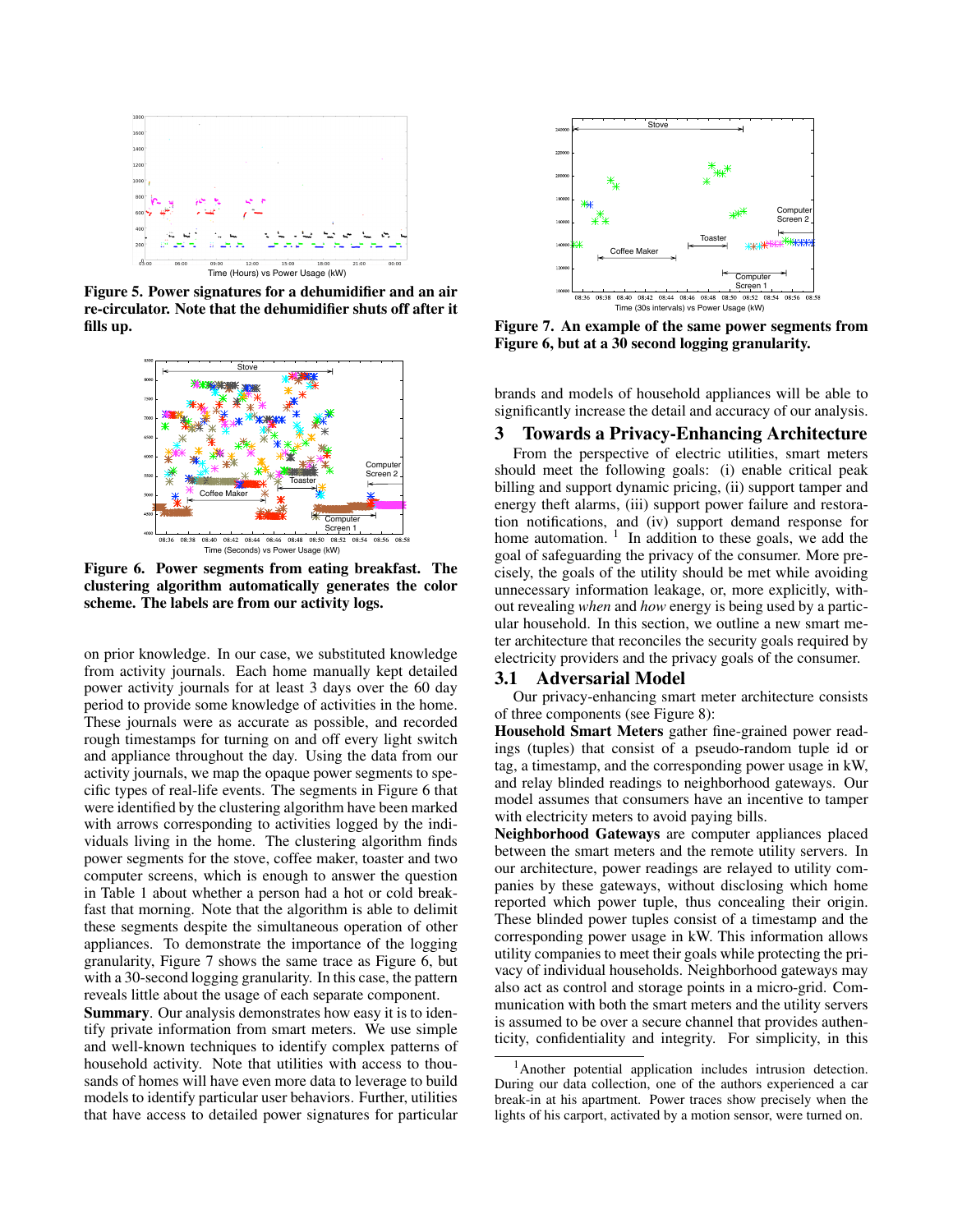1800
1600
1400
1200
1000
800
600
400
200
03:00 06:00 09:00 12:00 15:00 18:00 21:00 00:00
Time (Hours) vs Power Usage (kW)

**Figure 5. Power signatures for a dehumidifier and an air re-circulator. Note that the dehumidifier shuts off after it fills up.**

8500
8000
7500
7000
6500
6000
5500
5000
4500
4000
Stove
Coffee Maker
Toaster
Computer Screen 2
Computer Screen 1
08:36 08:38 08:40 08:42 08:44 08:46 08:48 08:50 08:52 08:54 08:56 08:58
Time (Seconds) vs Power Usage (kW)

**Figure 6. Power segments from eating breakfast. The clustering algorithm automatically generates the color scheme. The labels are from our activity logs.**

on prior knowledge. In our case, we substituted knowledge from activity journals. Each home manually kept detailed power activity journals for at least 3 days over the 60 day period to provide some knowledge of activities in the home. These journals were as accurate as possible, and recorded rough timestamps for turning on and off every light switch and appliance throughout the day. Using the data from our activity journals, we map the opaque power segments to specific types of real-life events. The segments in Figure 6 that were identified by the clustering algorithm have been marked with arrows corresponding to activities logged by the individuals living in the home. The clustering algorithm finds power segments for the stove, coffee maker, toaster and two computer screens, which is enough to answer the question in Table 1 about whether a person had a hot or cold breakfast that morning. Note that the algorithm is able to delimit these segments despite the simultaneous operation of other appliances. To demonstrate the importance of the logging granularity, Figure 7 shows the same trace as Figure 6, but with a 30-second logging granularity. In this case, the pattern reveals little about the usage of each separate component.

**Summary**. Our analysis demonstrates how easy it is to identify private information from smart meters. We use simple and well-known techniques to identify complex patterns of household activity. Note that utilities with access to thousands of homes will have even more data to leverage to build models to identify particular user behaviors. Further, utilities that have access to detailed power signatures for particular

240000
220000
200000
180000
160000
140000
120000
100000
Stove
Coffee Maker
Toaster
Computer Screen 2
Computer Screen 1
08:36 08:38 08:40 08:42 08:44 08:46 08:48 08:50 08:52 08:54 08:56 08:58
Time (30s intervals) vs Power Usage (kW)

**Figure 7. An example of the same power segments from Figure 6, but at a 30 second logging granularity.**

brands and models of household appliances will be able to significantly increase the detail and accuracy of our analysis.

# 3 Towards a Privacy-Enhancing Architecture

From the perspective of electric utilities, smart meters should meet the following goals: (i) enable critical peak billing and support dynamic pricing, (ii) support tamper and energy theft alarms, (iii) support power failure and restoration notifications, and (iv) support demand response for home automation. [1] In addition to these goals, we add the goal of safeguarding the privacy of the consumer. More precisely, the goals of the utility should be met while avoiding unnecessary information leakage, or, more explicitly, without revealing *when* and *how* energy is being used by a particular household. In this section, we outline a new smart meter architecture that reconciles the security goals required by electricity providers and the privacy goals of the consumer.

## 3.1 Adversarial Model

Our privacy-enhancing smart meter architecture consists of three components (see Figure 8):

**Household Smart Meters** gather fine-grained power readings (tuples) that consist of a pseudo-random tuple id or tag, a timestamp, and the corresponding power usage in kW, and relay blinded readings to neighborhood gateways. Our model assumes that consumers have an incentive to tamper with electricity meters to avoid paying bills.

**Neighborhood Gateways** are computer appliances placed between the smart meters and the remote utility servers. In our architecture, power readings are relayed to utility companies by these gateways, without disclosing which home reported which power tuple, thus concealing their origin. These blinded power tuples consist of a timestamp and the corresponding power usage in kW. This information allows utility companies to meet their goals while protecting the privacy of individual households. Neighborhood gateways may also act as control and storage points in a micro-grid. Communication with both the smart meters and the utility servers is assumed to be over a secure channel that provides authenticity, confidentiality and integrity. For simplicity, in this

[1] Another potential application includes intrusion detection. During our data collection, one of the authors experienced a car break-in at his apartment. Power traces show precisely when the lights of his carport, activated by a motion sensor, were turned on.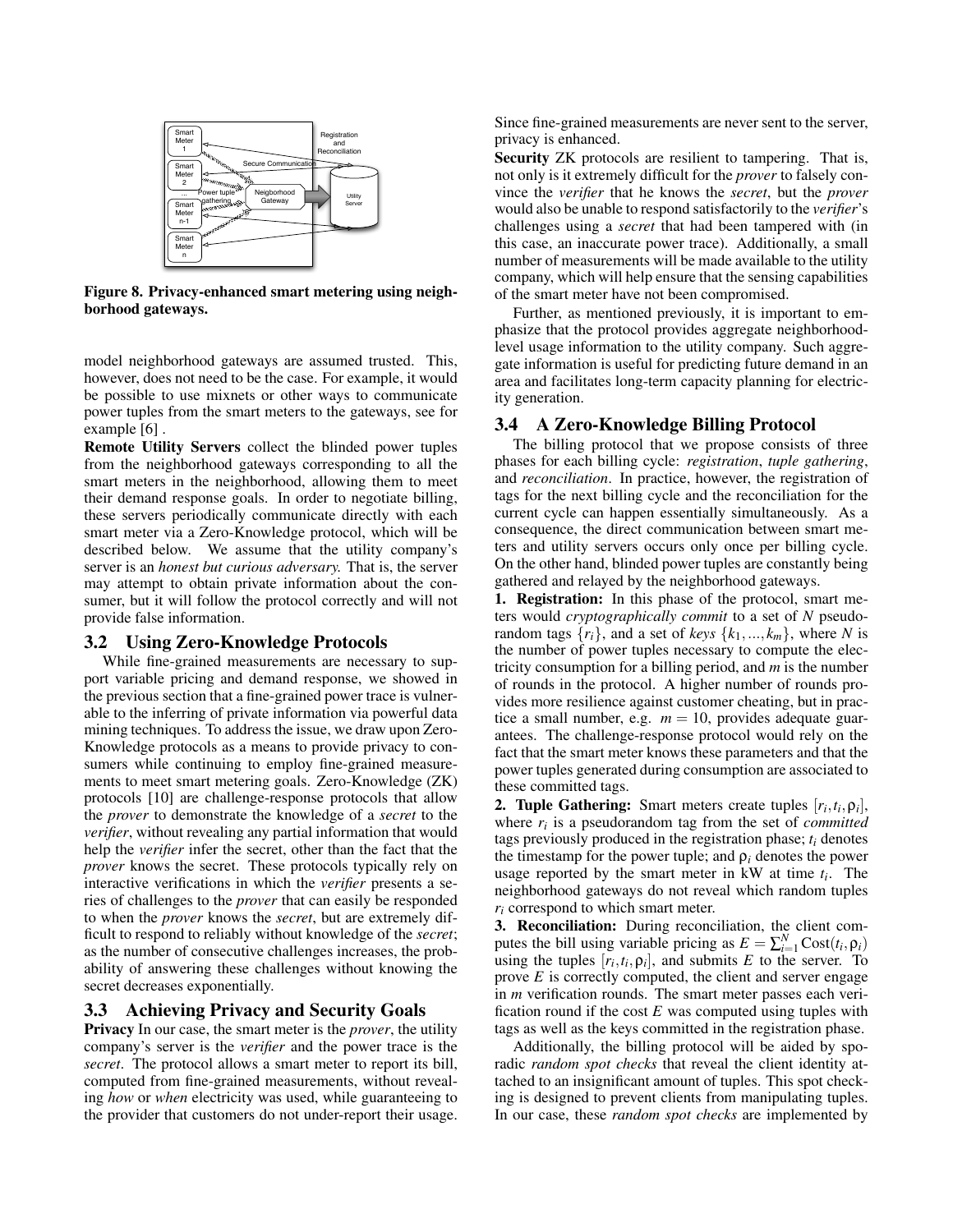Smart Meter 1

Smart Meter 2

...

Smart Meter n-1

Smart Meter n

Power tuple gathering

Neigborhood Gateway

Secure Communication

Registration and Reconciliation

Utility Server

**Figure 8. Privacy-enhanced smart metering using neighborhood gateways.**

model neighborhood gateways are assumed trusted. This, however, does not need to be the case. For example, it would be possible to use mixnets or other ways to communicate power tuples from the smart meters to the gateways, see for example [6] .

**Remote Utility Servers** collect the blinded power tuples from the neighborhood gateways corresponding to all the smart meters in the neighborhood, allowing them to meet their demand response goals. In order to negotiate billing, these servers periodically communicate directly with each smart meter via a Zero-Knowledge protocol, which will be described below. We assume that the utility company's server is an *honest but curious adversary.* That is, the server may attempt to obtain private information about the consumer, but it will follow the protocol correctly and will not provide false information.

### 3.2 Using Zero-Knowledge Protocols

While fine-grained measurements are necessary to support variable pricing and demand response, we showed in the previous section that a fine-grained power trace is vulnerable to the inferring of private information via powerful data mining techniques. To address the issue, we draw upon Zero-Knowledge protocols as a means to provide privacy to consumers while continuing to employ fine-grained measurements to meet smart metering goals. Zero-Knowledge (ZK) protocols [10] are challenge-response protocols that allow the *prover* to demonstrate the knowledge of a *secret* to the *verifier*, without revealing any partial information that would help the *verifier* infer the secret, other than the fact that the *prover* knows the secret. These protocols typically rely on interactive verifications in which the *verifier* presents a series of challenges to the *prover* that can easily be responded to when the *prover* knows the *secret*, but are extremely difficult to respond to reliably without knowledge of the *secret*; as the number of consecutive challenges increases, the probability of answering these challenges without knowing the secret decreases exponentially.

### 3.3 Achieving Privacy and Security Goals

**Privacy** In our case, the smart meter is the *prover*, the utility company's server is the *verifier* and the power trace is the *secret*. The protocol allows a smart meter to report its bill, computed from fine-grained measurements, without revealing *how* or *when* electricity was used, while guaranteeing to the provider that customers do not under-report their usage. Since fine-grained measurements are never sent to the server, privacy is enhanced.

**Security** ZK protocols are resilient to tampering. That is, not only is it extremely difficult for the *prover* to falsely convince the *verifier* that he knows the *secret*, but the *prover* would also be unable to respond satisfactorily to the *verifier*'s challenges using a *secret* that had been tampered with (in this case, an inaccurate power trace). Additionally, a small number of measurements will be made available to the utility company, which will help ensure that the sensing capabilities of the smart meter have not been compromised.

Further, as mentioned previously, it is important to emphasize that the protocol provides aggregate neighborhood-level usage information to the utility company. Such aggregate information is useful for predicting future demand in an area and facilitates long-term capacity planning for electricity generation.

### 3.4 A Zero-Knowledge Billing Protocol

The billing protocol that we propose consists of three phases for each billing cycle: *registration*, *tuple gathering*, and *reconciliation*. In practice, however, the registration of tags for the next billing cycle and the reconciliation for the current cycle can happen essentially simultaneously. As a consequence, the direct communication between smart meters and utility servers occurs only once per billing cycle. On the other hand, blinded power tuples are constantly being gathered and relayed by the neighborhood gateways.

**1. Registration:** In this phase of the protocol, smart meters would *cryptographically commit* to a set of $N$ pseudorandom tags $\{r_i\}$, and a set of *keys* $\{k_1,...,k_m\}$, where $N$ is the number of power tuples necessary to compute the electricity consumption for a billing period, and $m$ is the number of rounds in the protocol. A higher number of rounds provides more resilience against customer cheating, but in practice a small number, e.g. $m = 10$, provides adequate guarantees. The challenge-response protocol would rely on the fact that the smart meter knows these parameters and that the power tuples generated during consumption are associated to these committed tags.

**2. Tuple Gathering:** Smart meters create tuples $[r_i, t_i, \rho_i]$, where $r_i$ is a pseudorandom tag from the set of *committed* tags previously produced in the registration phase; $t_i$ denotes the timestamp for the power tuple; and $\rho_i$ denotes the power usage reported by the smart meter in kW at time $t_i$. The neighborhood gateways do not reveal which random tuples $r_i$ correspond to which smart meter.

**3. Reconciliation:** During reconciliation, the client computes the bill using variable pricing as $E = \sum_{i=1}^{N} \text{Cost}(t_i, \rho_i)$ using the tuples $[r_i, t_i, \rho_i]$, and submits $E$ to the server. To prove $E$ is correctly computed, the client and server engage in $m$ verification rounds. The smart meter passes each verification round if the cost $E$ was computed using tuples with tags as well as the keys committed in the registration phase.

Additionally, the billing protocol will be aided by sporadic *random spot checks* that reveal the client identity attached to an insignificant amount of tuples. This spot checking is designed to prevent clients from manipulating tuples. In our case, these *random spot checks* are implemented by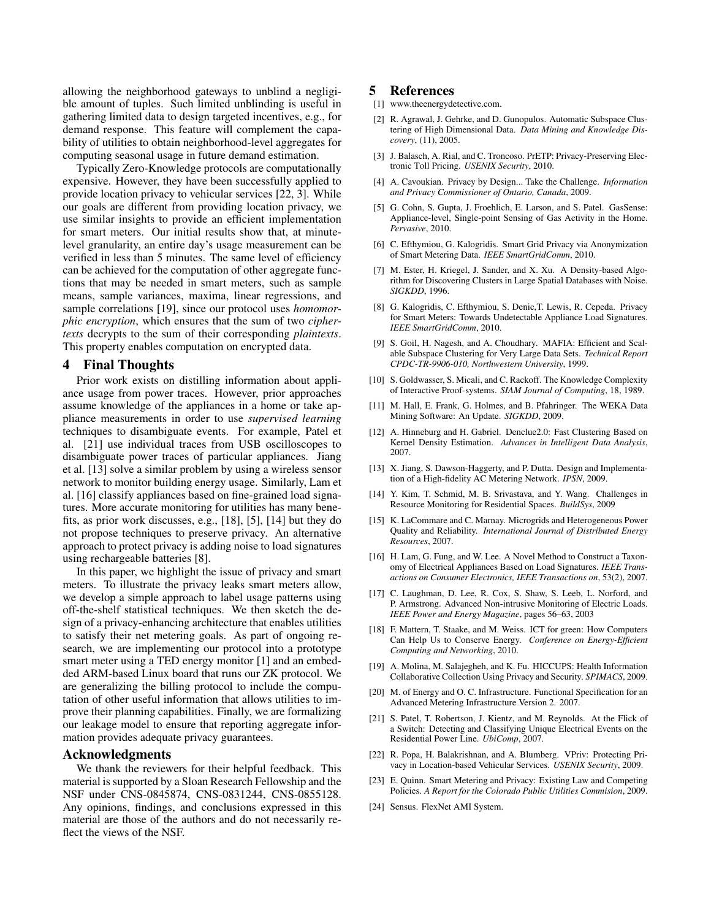allowing the neighborhood gateways to unblind a negligible amount of tuples. Such limited unblinding is useful in gathering limited data to design targeted incentives, e.g., for demand response. This feature will complement the capability of utilities to obtain neighborhood-level aggregates for computing seasonal usage in future demand estimation.

Typically Zero-Knowledge protocols are computationally expensive. However, they have been successfully applied to provide location privacy to vehicular services [22, 3]. While our goals are different from providing location privacy, we use similar insights to provide an efficient implementation for smart meters. Our initial results show that, at minute-level granularity, an entire day's usage measurement can be verified in less than 5 minutes. The same level of efficiency can be achieved for the computation of other aggregate functions that may be needed in smart meters, such as sample means, sample variances, maxima, linear regressions, and sample correlations [19], since our protocol uses *homomorphic encryption*, which ensures that the sum of two *ciphertexts* decrypts to the sum of their corresponding *plaintexts*. This property enables computation on encrypted data.

## 4 Final Thoughts

Prior work exists on distilling information about appliance usage from power traces. However, prior approaches assume knowledge of the appliances in a home or take appliance measurements in order to use *supervised learning* techniques to disambiguate events. For example, Patel et al. [21] use individual traces from USB oscilloscopes to disambiguate power traces of particular appliances. Jiang et al. [13] solve a similar problem by using a wireless sensor network to monitor building energy usage. Similarly, Lam et al. [16] classify appliances based on fine-grained load signatures. More accurate monitoring for utilities has many benefits, as prior work discusses, e.g., [18], [5], [14] but they do not propose techniques to preserve privacy. An alternative approach to protect privacy is adding noise to load signatures using rechargeable batteries [8].

In this paper, we highlight the issue of privacy and smart meters. To illustrate the privacy leaks smart meters allow, we develop a simple approach to label usage patterns using off-the-shelf statistical techniques. We then sketch the design of a privacy-enhancing architecture that enables utilities to satisfy their net metering goals. As part of ongoing research, we are implementing our protocol into a prototype smart meter using a TED energy monitor [1] and an embedded ARM-based Linux board that runs our ZK protocol. We are generalizing the billing protocol to include the computation of other useful information that allows utilities to improve their planning capabilities. Finally, we are formalizing our leakage model to ensure that reporting aggregate information provides adequate privacy guarantees.

## Acknowledgments

We thank the reviewers for their helpful feedback. This material is supported by a Sloan Research Fellowship and the NSF under CNS-0845874, CNS-0831244, CNS-0855128. Any opinions, findings, and conclusions expressed in this material are those of the authors and do not necessarily reflect the views of the NSF.

## 5 References

[1] www.theenergydetective.com.

[2] R. Agrawal, J. Gehrke, and D. Gunopulos. Automatic Subspace Clustering of High Dimensional Data. *Data Mining and Knowledge Discovery*, (11), 2005.

[3] J. Balasch, A. Rial, and C. Troncoso. PrETP: Privacy-Preserving Electronic Toll Pricing. *USENIX Security*, 2010.

[4] A. Cavoukian. Privacy by Design... Take the Challenge. *Information and Privacy Commissioner of Ontario, Canada*, 2009.

[5] G. Cohn, S. Gupta, J. Froehlich, E. Larson, and S. Patel. GasSense: Appliance-level, Single-point Sensing of Gas Activity in the Home. *Pervasive*, 2010.

[6] C. Efthymiou, G. Kalogridis. Smart Grid Privacy via Anonymization of Smart Metering Data. *IEEE SmartGridComm*, 2010.

[7] M. Ester, H. Kriegel, J. Sander, and X. Xu. A Density-based Algorithm for Discovering Clusters in Large Spatial Databases with Noise. *SIGKDD*, 1996.

[8] G. Kalogridis, C. Efthymiou, S. Denic,T. Lewis, R. Cepeda. Privacy for Smart Meters: Towards Undetectable Appliance Load Signatures. *IEEE SmartGridComm*, 2010.

[9] S. Goil, H. Nagesh, and A. Choudhary. MAFIA: Efficient and Scalable Subspace Clustering for Very Large Data Sets. *Technical Report CPDC-TR-9906-010, Northwestern University*, 1999.

[10] S. Goldwasser, S. Micali, and C. Rackoff. The Knowledge Complexity of Interactive Proof-systems. *SIAM Journal of Computing*, 18, 1989.

[11] M. Hall, E. Frank, G. Holmes, and B. Pfahringer. The WEKA Data Mining Software: An Update. *SIGKDD*, 2009.

[12] A. Hinneburg and H. Gabriel. Denclue2.0: Fast Clustering Based on Kernel Density Estimation. *Advances in Intelligent Data Analysis*, 2007.

[13] X. Jiang, S. Dawson-Haggerty, and P. Dutta. Design and Implementation of a High-fidelity AC Metering Network. *IPSN*, 2009.

[14] Y. Kim, T. Schmid, M. B. Srivastava, and Y. Wang. Challenges in Resource Monitoring for Residential Spaces. *BuildSys*, 2009

[15] K. LaCommare and C. Marnay. Microgrids and Heterogeneous Power Quality and Reliability. *International Journal of Distributed Energy Resources*, 2007.

[16] H. Lam, G. Fung, and W. Lee. A Novel Method to Construct a Taxonomy of Electrical Appliances Based on Load Signatures. *IEEE Transactions on Consumer Electronics, IEEE Transactions on*, 53(2), 2007.

[17] C. Laughman, D. Lee, R. Cox, S. Shaw, S. Leeb, L. Norford, and P. Armstrong. Advanced Non-intrusive Monitoring of Electric Loads. *IEEE Power and Energy Magazine*, pages 56–63, 2003

[18] F. Mattern, T. Staake, and M. Weiss. ICT for green: How Computers Can Help Us to Conserve Energy. *Conference on Energy-Efficient Computing and Networking*, 2010.

[19] A. Molina, M. Salajegheh, and K. Fu. HICCUPS: Health Information Collaborative Collection Using Privacy and Security. *SPIMACS*, 2009.

[20] M. of Energy and O. C. Infrastructure. Functional Specification for an Advanced Metering Infrastructure Version 2. 2007.

[21] S. Patel, T. Robertson, J. Kientz, and M. Reynolds. At the Flick of a Switch: Detecting and Classifying Unique Electrical Events on the Residential Power Line. *UbiComp*, 2007.

[22] R. Popa, H. Balakrishnan, and A. Blumberg. VPriv: Protecting Privacy in Location-based Vehicular Services. *USENIX Security*, 2009.

[23] E. Quinn. Smart Metering and Privacy: Existing Law and Competing Policies. *A Report for the Colorado Public Utilities Commision*, 2009.

[24] Sensus. FlexNet AMI System.